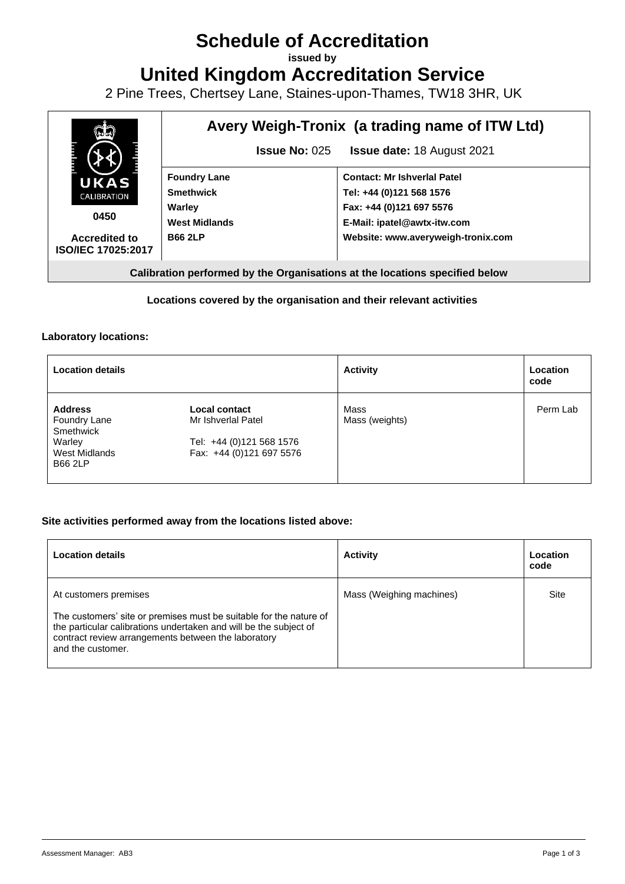# Schedule of Accreditation

**issued by**

# United Kingdom Accreditation Service

2 Pine Trees, Chertsey Lane, Staines-upon-Thames, TW18 3HR, UK

| UKAS CALIBRATION 0450 Accredited to ISO/IEC 17025:2017 | **Avery Weigh-Tronix (a trading name of ITW Ltd)** | |
|---|---|---|
| | **Issue No:** 025 | **Issue date:** 18 August 2021 |
| | **Foundry Lane**<br>**Smethwick**<br>**Warley**<br>**West Midlands**<br>**B66 2LP** | **Contact: Mr Ishverlal Patel**<br>**Tel: +44 (0)121 568 1576**<br>**Fax: +44 (0)121 697 5576**<br>**E-Mail: ipatel@awtx-itw.com**<br>**Website: www.averyweigh-tronix.com** |

**Calibration performed by the Organisations at the locations specified below**

**Locations covered by the organisation and their relevant activities**

**Laboratory locations:**

| Location details | | Activity | Location code |
|---|---|---|---|
| **Address**<br>Foundry Lane<br>Smethwick<br>Warley<br>West Midlands<br>B66 2LP | **Local contact**<br>Mr Ishverlal Patel<br><br>Tel: +44 (0)121 568 1576<br>Fax: +44 (0)121 697 5576 | Mass<br>Mass (weights) | Perm Lab |

**Site activities performed away from the locations listed above:**

| Location details | Activity | Location code |
|---|---|---|
| At customers premises<br><br>The customers' site or premises must be suitable for the nature of the particular calibrations undertaken and will be the subject of contract review arrangements between the laboratory and the customer. | Mass (Weighing machines) | Site |

Assessment Manager: AB3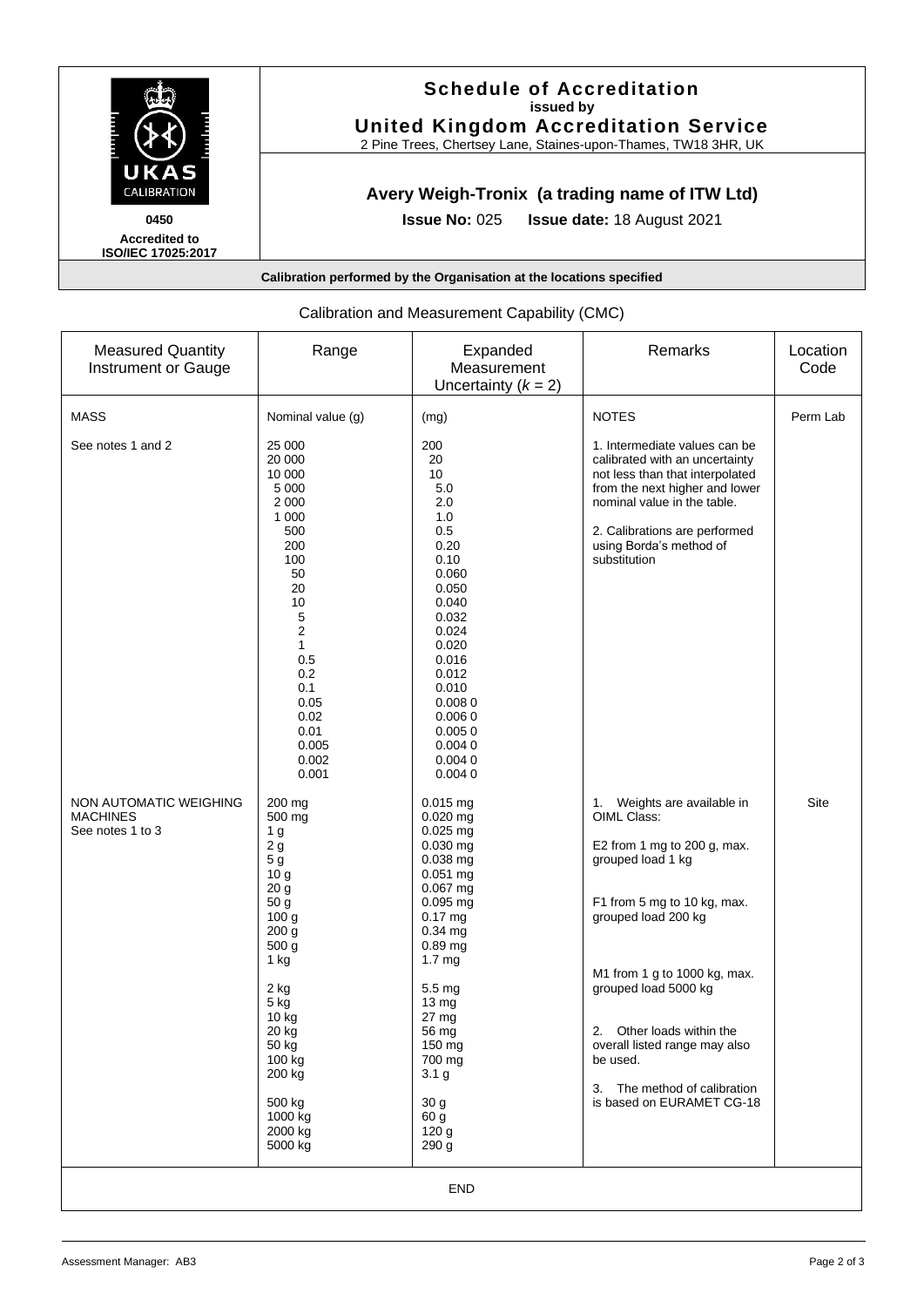# Schedule of Accreditation

**issued by**

**United Kingdom Accreditation Service**

2 Pine Trees, Chertsey Lane, Staines-upon-Thames, TW18 3HR, UK

UKAS CALIBRATION

0450

**Accredited to ISO/IEC 17025:2017**

## Avery Weigh-Tronix (a trading name of ITW Ltd)

**Issue No:** 025 **Issue date:** 18 August 2021

**Calibration performed by the Organisation at the locations specified**

Calibration and Measurement Capability (CMC)

| Measured Quantity Instrument or Gauge | Range | Expanded Measurement Uncertainty ($k$ = 2) | Remarks | Location Code |
|---|---|---|---|---|
| MASS | Nominal value (g) | (mg) | NOTES | Perm Lab |
| See notes 1 and 2 | 25 000<br>20 000<br>10 000<br>5 000<br>2 000<br>1 000<br>500<br>200<br>100<br>50<br>20<br>10<br>5<br>2<br>1<br>0.5<br>0.2<br>0.1<br>0.05<br>0.02<br>0.01<br>0.005<br>0.002<br>0.001 | 200<br>20<br>10<br>5.0<br>2.0<br>1.0<br>0.5<br>0.20<br>0.10<br>0.060<br>0.050<br>0.040<br>0.032<br>0.024<br>0.020<br>0.016<br>0.012<br>0.010<br>0.008 0<br>0.006 0<br>0.005 0<br>0.004 0<br>0.004 0<br>0.004 0 | 1. Intermediate values can be calibrated with an uncertainty not less than that interpolated from the next higher and lower nominal value in the table.<br><br>2. Calibrations are performed using Borda's method of substitution | |
| NON AUTOMATIC WEIGHING MACHINES<br>See notes 1 to 3 | 200 mg<br>500 mg<br>1 g<br>2 g<br>5 g<br>10 g<br>20 g<br>50 g<br>100 g<br>200 g<br>500 g<br>1 kg<br>2 kg<br>5 kg<br>10 kg<br>20 kg<br>50 kg<br>100 kg<br>200 kg<br>500 kg<br>1000 kg<br>2000 kg<br>5000 kg | 0.015 mg<br>0.020 mg<br>0.025 mg<br>0.030 mg<br>0.038 mg<br>0.051 mg<br>0.067 mg<br>0.095 mg<br>0.17 mg<br>0.34 mg<br>0.89 mg<br>1.7 mg<br>5.5 mg<br>13 mg<br>27 mg<br>56 mg<br>150 mg<br>700 mg<br>3.1 g<br>30 g<br>60 g<br>120 g<br>290 g | 1. Weights are available in OIML Class:<br><br>E2 from 1 mg to 200 g, max. grouped load 1 kg<br><br>F1 from 5 mg to 10 kg, max. grouped load 200 kg<br><br>M1 from 1 g to 1000 kg, max. grouped load 5000 kg<br><br>2. Other loads within the overall listed range may also be used.<br><br>3. The method of calibration is based on EURAMET CG-18 | Site |

END

Assessment Manager: AB3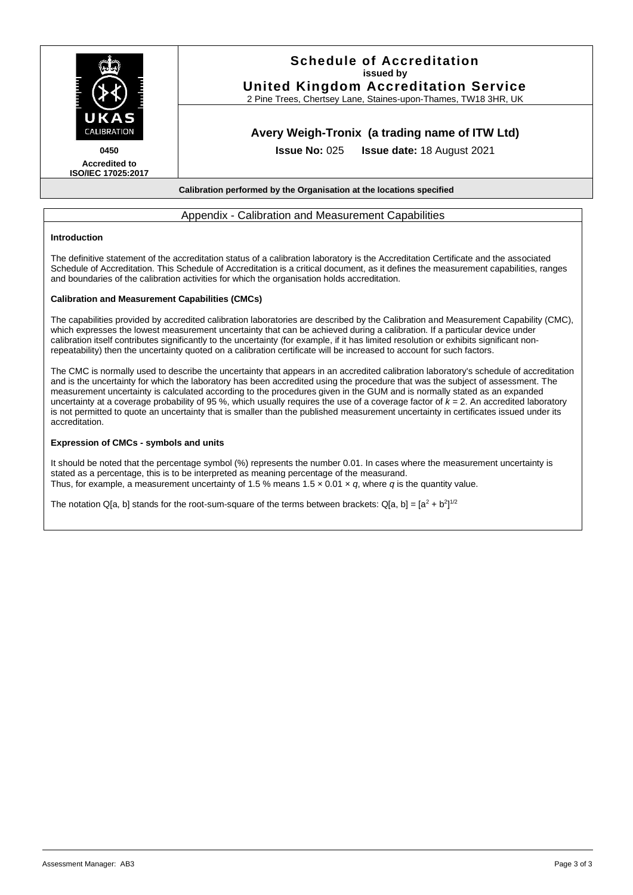# Schedule of Accreditation

**issued by**

**United Kingdom Accreditation Service**

2 Pine Trees, Chertsey Lane, Staines-upon-Thames, TW18 3HR, UK

**0450**

**Accredited to ISO/IEC 17025:2017**

## Avery Weigh-Tronix (a trading name of ITW Ltd)

**Issue No:** 025 **Issue date:** 18 August 2021

**Calibration performed by the Organisation at the locations specified**

## Appendix - Calibration and Measurement Capabilities

### Introduction

The definitive statement of the accreditation status of a calibration laboratory is the Accreditation Certificate and the associated Schedule of Accreditation. This Schedule of Accreditation is a critical document, as it defines the measurement capabilities, ranges and boundaries of the calibration activities for which the organisation holds accreditation.

### Calibration and Measurement Capabilities (CMCs)

The capabilities provided by accredited calibration laboratories are described by the Calibration and Measurement Capability (CMC), which expresses the lowest measurement uncertainty that can be achieved during a calibration. If a particular device under calibration itself contributes significantly to the uncertainty (for example, if it has limited resolution or exhibits significant non-repeatability) then the uncertainty quoted on a calibration certificate will be increased to account for such factors.

The CMC is normally used to describe the uncertainty that appears in an accredited calibration laboratory's schedule of accreditation and is the uncertainty for which the laboratory has been accredited using the procedure that was the subject of assessment. The measurement uncertainty is calculated according to the procedures given in the GUM and is normally stated as an expanded uncertainty at a coverage probability of 95 %, which usually requires the use of a coverage factor of $k = 2$. An accredited laboratory is not permitted to quote an uncertainty that is smaller than the published measurement uncertainty in certificates issued under its accreditation.

### Expression of CMCs - symbols and units

It should be noted that the percentage symbol (%) represents the number 0.01. In cases where the measurement uncertainty is stated as a percentage, this is to be interpreted as meaning percentage of the measurand.
Thus, for example, a measurement uncertainty of 1.5 % means $1.5 \times 0.01 \times q$, where $q$ is the quantity value.

The notation Q[a, b] stands for the root-sum-square of the terms between brackets: $Q[a, b] = [a^2 + b^2]^{1/2}$

Assessment Manager: AB3